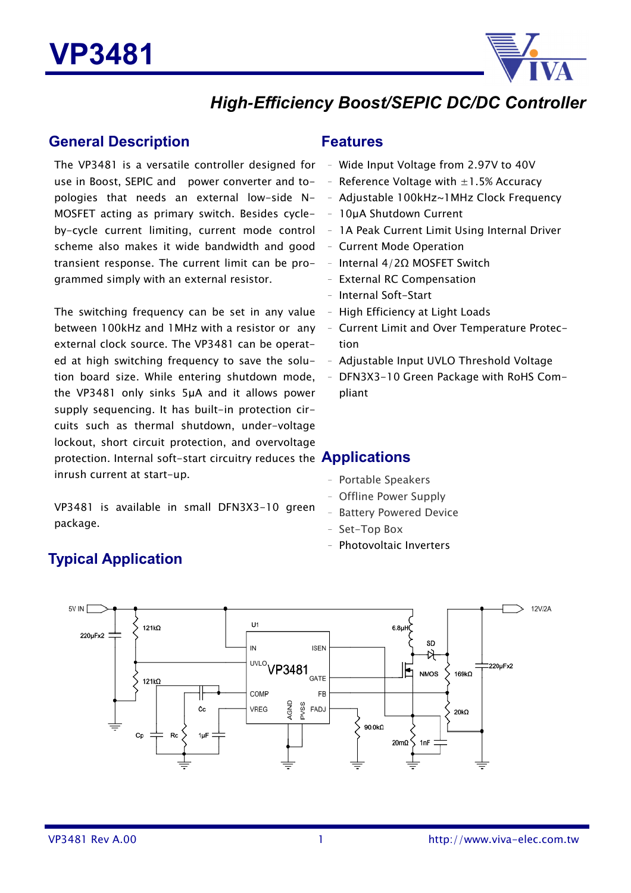# VP3481

## High-Efficiency Boost/SEPIC DC/DC Controller

## General Description

The VP3481 is a versatile controller designed for use in Boost, SEPIC and power converter and topologies that needs an external low-side N-MOSFET acting as primary switch. Besides cycle-by-cycle current limiting, current mode control scheme also makes it wide bandwidth and good transient response. The current limit can be programmed simply with an external resistor.

The switching frequency can be set in any value between 100kHz and 1MHz with a resistor or any external clock source. The VP3481 can be operated at high switching frequency to save the solution board size. While entering shutdown mode, the VP3481 only sinks 5μA and it allows power supply sequencing. It has built-in protection circuits such as thermal shutdown, under-voltage lockout, short circuit protection, and overvoltage protection. Internal soft-start circuitry reduces the inrush current at start-up.

VP3481 is available in small DFN3X3-10 green package.

## Features

- Wide Input Voltage from 2.97V to 40V
- Reference Voltage with ±1.5% Accuracy
- Adjustable 100kHz~1MHz Clock Frequency
- 10μA Shutdown Current
- 1A Peak Current Limit Using Internal Driver
- Current Mode Operation
- Internal 4/2Ω MOSFET Switch
- External RC Compensation
- Internal Soft-Start
- High Efficiency at Light Loads
- Current Limit and Over Temperature Protection
- Adjustable Input UVLO Threshold Voltage
- DFN3X3-10 Green Package with RoHS Compliant

## Applications

- Portable Speakers
- Offline Power Supply
- Battery Powered Device
- Set-Top Box
- Photovoltaic Inverters

## Typical Application

5V IN, 220μFx2, 121kΩ, 121kΩ, Cp, Rc, Cc, 1μF, U1, IN, UVLO, VP3481, COMP, VREG, AGND, PVSS, ISEN, GATE, FB, FADJ, 90.0kΩ, 6.8μH, SD, NMOS, 20mΩ, 1nF, 169kΩ, 20kΩ, 220μFx2, 12V/2A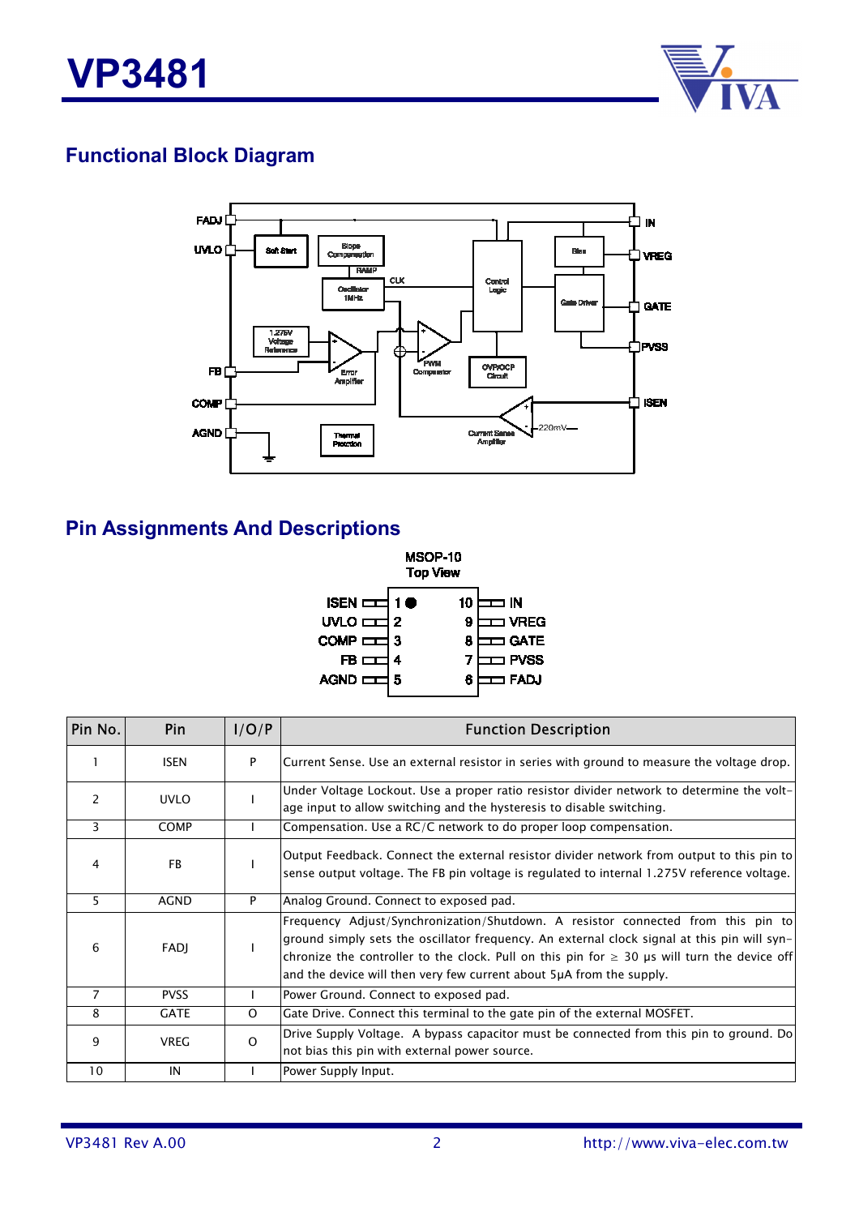## Functional Block Diagram

## Pin Assignments And Descriptions

MSOP-10
Top View

| Pin No. | Pin | I/O/P | Function Description |
|---|---|---|---|
| 1 | ISEN | P | Current Sense. Use an external resistor in series with ground to measure the voltage drop. |
| 2 | UVLO | I | Under Voltage Lockout. Use a proper ratio resistor divider network to determine the voltage input to allow switching and the hysteresis to disable switching. |
| 3 | COMP | I | Compensation. Use a RC/C network to do proper loop compensation. |
| 4 | FB | I | Output Feedback. Connect the external resistor divider network from output to this pin to sense output voltage. The FB pin voltage is regulated to internal 1.275V reference voltage. |
| 5 | AGND | P | Analog Ground. Connect to exposed pad. |
| 6 | FADJ | I | Frequency Adjust/Synchronization/Shutdown. A resistor connected from this pin to ground simply sets the oscillator frequency. An external clock signal at this pin will synchronize the controller to the clock. Pull on this pin for ≥ 30 μs will turn the device off and the device will then very few current about 5μA from the supply. |
| 7 | PVSS | I | Power Ground. Connect to exposed pad. |
| 8 | GATE | O | Gate Drive. Connect this terminal to the gate pin of the external MOSFET. |
| 9 | VREG | O | Drive Supply Voltage. A bypass capacitor must be connected from this pin to ground. Do not bias this pin with external power source. |
| 10 | IN | I | Power Supply Input. |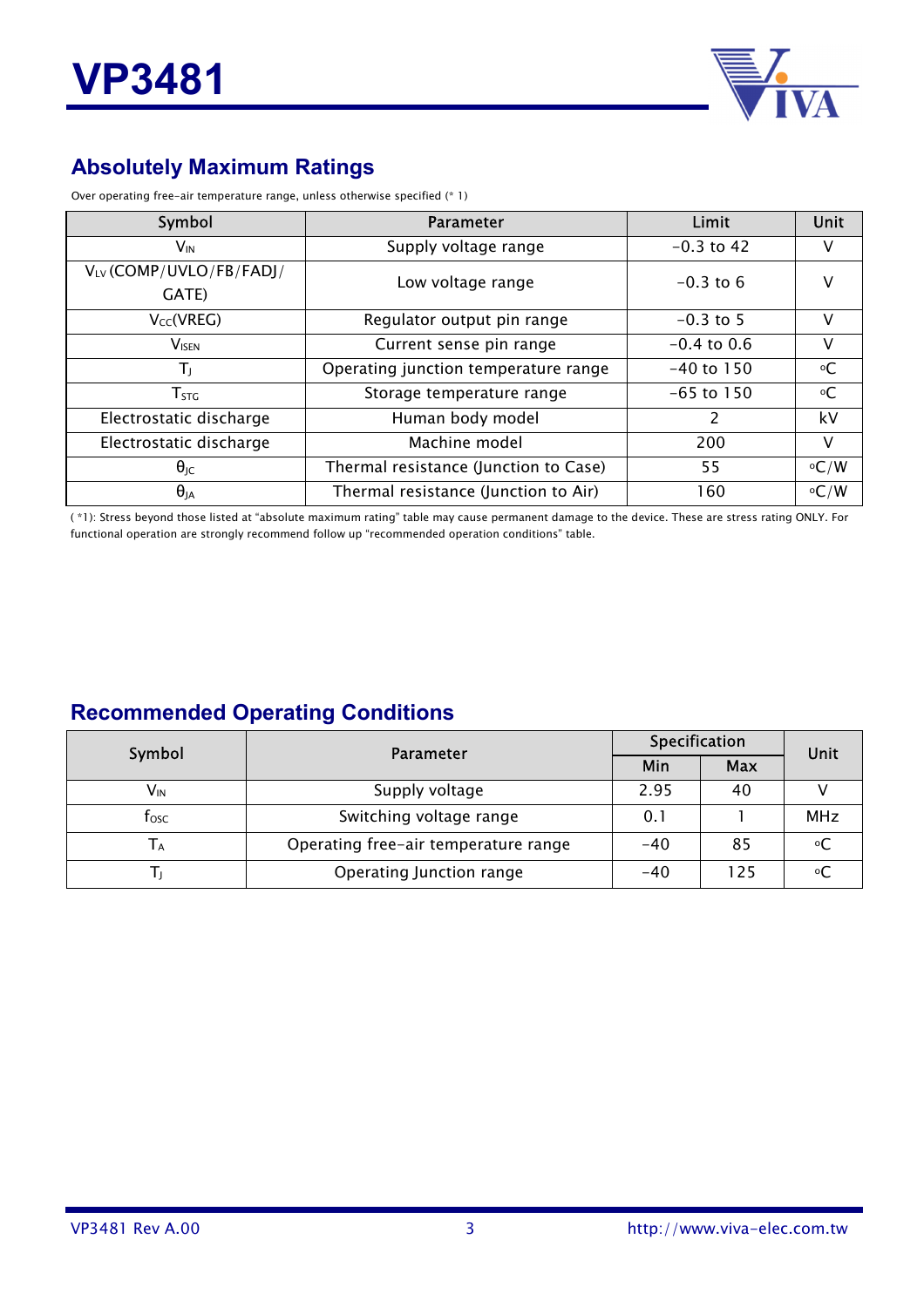## Absolutely Maximum Ratings

Over operating free-air temperature range, unless otherwise specified (* 1)

| Symbol | Parameter | Limit | Unit |
|---|---|---|---|
| $V_{IN}$ | Supply voltage range | -0.3 to 42 | V |
| $V_{LV}$ (COMP/UVLO/FB/FADJ/ GATE) | Low voltage range | -0.3 to 6 | V |
| $V_{CC}$(VREG) | Regulator output pin range | -0.3 to 5 | V |
| $V_{ISEN}$ | Current sense pin range | -0.4 to 0.6 | V |
| $T_J$ | Operating junction temperature range | -40 to 150 | °C |
| $T_{STG}$ | Storage temperature range | -65 to 150 | °C |
| Electrostatic discharge | Human body model | 2 | kV |
| Electrostatic discharge | Machine model | 200 | V |
| $\theta_{JC}$ | Thermal resistance (Junction to Case) | 55 | °C/W |
| $\theta_{JA}$ | Thermal resistance (Junction to Air) | 160 | °C/W |

( *1): Stress beyond those listed at "absolute maximum rating" table may cause permanent damage to the device. These are stress rating ONLY. For functional operation are strongly recommend follow up "recommended operation conditions" table.

## Recommended Operating Conditions

| Symbol | Parameter | Specification | | Unit |
|---|---|---|---|---|
| | | Min | Max | |
| $V_{IN}$ | Supply voltage | 2.95 | 40 | V |
| $f_{OSC}$ | Switching voltage range | 0.1 | 1 | MHz |
| $T_A$ | Operating free-air temperature range | -40 | 85 | °C |
| $T_J$ | Operating Junction range | -40 | 125 | °C |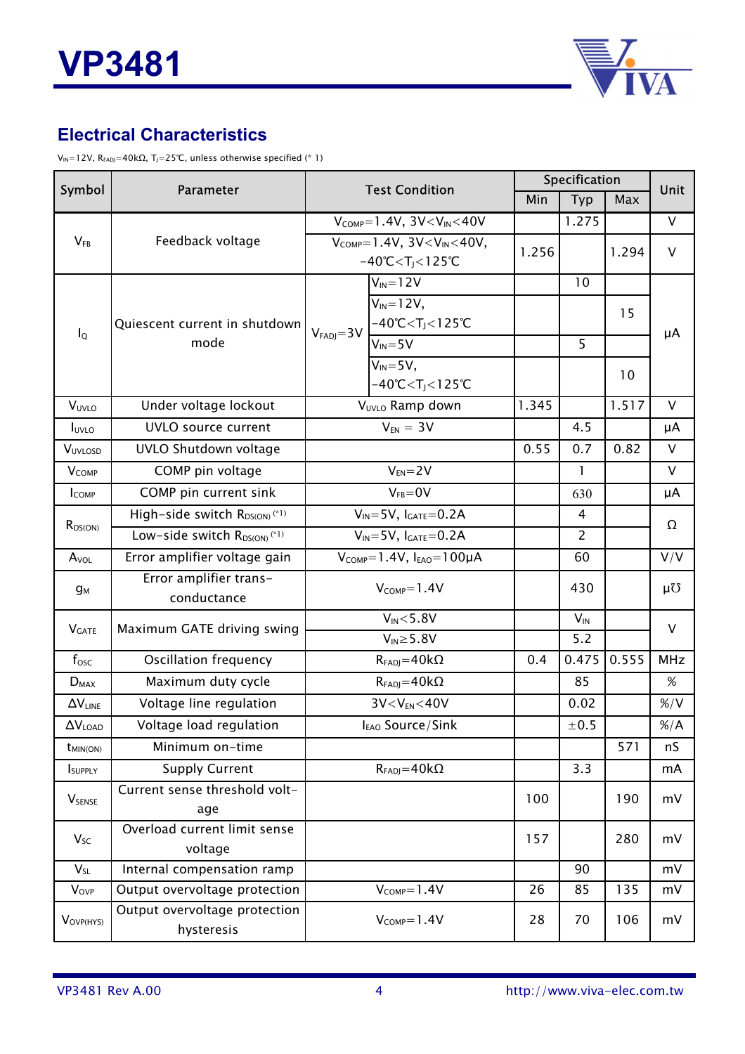## Electrical Characteristics

$V_{IN}$=12V, $R_{FADJ}$=40kΩ, $T_J$=25℃, unless otherwise specified (* 1)

| Symbol | Parameter | Test Condition | | Specification | | | Unit |
|---|---|---|---|---|---|---|---|
| | | | | Min | Typ | Max | |
| $V_{FB}$ | Feedback voltage | $V_{COMP}$=1.4V, 3V<$V_{IN}$<40V | | | 1.275 | | V |
| | | $V_{COMP}$=1.4V, 3V<$V_{IN}$<40V, -40℃<$T_J$<125℃ | | 1.256 | | 1.294 | V |
| $I_Q$ | Quiescent current in shutdown mode | $V_{FADJ}$=3V | $V_{IN}$=12V | | 10 | | µA |
| | | | $V_{IN}$=12V, -40℃<$T_J$<125℃ | | | 15 | |
| | | | $V_{IN}$=5V | | 5 | | |
| | | | $V_{IN}$=5V, -40℃<$T_J$<125℃ | | | 10 | |
| $V_{UVLO}$ | Under voltage lockout | $V_{UVLO}$ Ramp down | | 1.345 | | 1.517 | V |
| $I_{UVLO}$ | UVLO source current | $V_{EN}$ = 3V | | | 4.5 | | µA |
| $V_{UVLOSD}$ | UVLO Shutdown voltage | | | 0.55 | 0.7 | 0.82 | V |
| $V_{COMP}$ | COMP pin voltage | $V_{EN}$=2V | | | 1 | | V |
| $I_{COMP}$ | COMP pin current sink | $V_{FB}$=0V | | | 630 | | µA |
| $R_{DS(ON)}$ | High-side switch $R_{DS(ON)}$ (*1) | $V_{IN}$=5V, $I_{GATE}$=0.2A | | | 4 | | Ω |
| | Low-side switch $R_{DS(ON)}$ (*1) | $V_{IN}$=5V, $I_{GATE}$=0.2A | | | 2 | | |
| $A_{VOL}$ | Error amplifier voltage gain | $V_{COMP}$=1.4V, $I_{EAO}$=100µA | | | 60 | | V/V |
| $g_M$ | Error amplifier trans-conductance | $V_{COMP}$=1.4V | | | 430 | | µ℧ |
| $V_{GATE}$ | Maximum GATE driving swing | $V_{IN}$<5.8V | | | $V_{IN}$ | | V |
| | | $V_{IN}$≥5.8V | | | 5.2 | | |
| $f_{OSC}$ | Oscillation frequency | $R_{FADJ}$=40kΩ | | 0.4 | 0.475 | 0.555 | MHz |
| $D_{MAX}$ | Maximum duty cycle | $R_{FADJ}$=40kΩ | | | 85 | | % |
| $\Delta V_{LINE}$ | Voltage line regulation | 3V<$V_{EN}$<40V | | | 0.02 | | %/V |
| $\Delta V_{LOAD}$ | Voltage load regulation | $I_{EAO}$ Source/Sink | | | ±0.5 | | %/A |
| $t_{MIN(ON)}$ | Minimum on-time | | | | | 571 | nS |
| $I_{SUPPLY}$ | Supply Current | $R_{FADJ}$=40kΩ | | | 3.3 | | mA |
| $V_{SENSE}$ | Current sense threshold voltage | | | 100 | | 190 | mV |
| $V_{SC}$ | Overload current limit sense voltage | | | 157 | | 280 | mV |
| $V_{SL}$ | Internal compensation ramp | | | | 90 | | mV |
| $V_{OVP}$ | Output overvoltage protection | $V_{COMP}$=1.4V | | 26 | 85 | 135 | mV |
| $V_{OVP(HYS)}$ | Output overvoltage protection hysteresis | $V_{COMP}$=1.4V | | 28 | 70 | 106 | mV |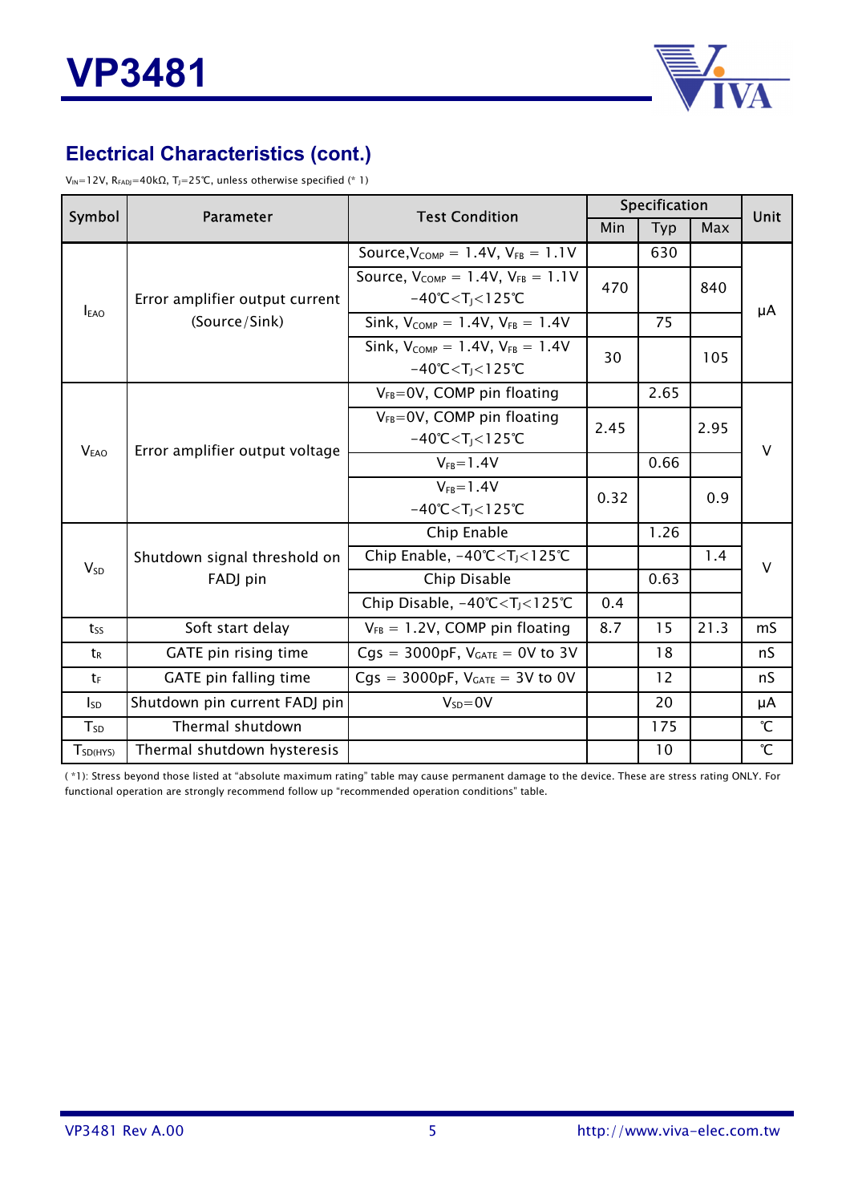## Electrical Characteristics (cont.)

$V_{IN}$=12V, $R_{FADJ}$=40kΩ, $T_J$=25℃, unless otherwise specified (* 1)

| Symbol | Parameter | Test Condition | Specification | | | Unit |
|---|---|---|---|---|---|---|
| | | | Min | Typ | Max | |
| $I_{EAO}$ | Error amplifier output current (Source/Sink) | Source, $V_{COMP}$ = 1.4V, $V_{FB}$ = 1.1V | | 630 | | μA |
| | | Source, $V_{COMP}$ = 1.4V, $V_{FB}$ = 1.1V -40℃<$T_J$<125℃ | 470 | | 840 | |
| | | Sink, $V_{COMP}$ = 1.4V, $V_{FB}$ = 1.4V | | 75 | | |
| | | Sink, $V_{COMP}$ = 1.4V, $V_{FB}$ = 1.4V -40℃<$T_J$<125℃ | 30 | | 105 | |
| $V_{EAO}$ | Error amplifier output voltage | $V_{FB}$=0V, COMP pin floating | | 2.65 | | V |
| | | $V_{FB}$=0V, COMP pin floating -40℃<$T_J$<125℃ | 2.45 | | 2.95 | |
| | | $V_{FB}$=1.4V | | 0.66 | | |
| | | $V_{FB}$=1.4V -40℃<$T_J$<125℃ | 0.32 | | 0.9 | |
| $V_{SD}$ | Shutdown signal threshold on FADJ pin | Chip Enable | | 1.26 | | V |
| | | Chip Enable, -40℃<$T_J$<125℃ | | | 1.4 | |
| | | Chip Disable | | 0.63 | | |
| | | Chip Disable, -40℃<$T_J$<125℃ | 0.4 | | | |
| $t_{SS}$ | Soft start delay | $V_{FB}$ = 1.2V, COMP pin floating | 8.7 | 15 | 21.3 | mS |
| $t_R$ | GATE pin rising time | Cgs = 3000pF, $V_{GATE}$ = 0V to 3V | | 18 | | nS |
| $t_F$ | GATE pin falling time | Cgs = 3000pF, $V_{GATE}$ = 3V to 0V | | 12 | | nS |
| $I_{SD}$ | Shutdown pin current FADJ pin | $V_{SD}$=0V | | 20 | | μA |
| $T_{SD}$ | Thermal shutdown | | | 175 | | ℃ |
| $T_{SD(HYS)}$ | Thermal shutdown hysteresis | | | 10 | | ℃ |

( *1): Stress beyond those listed at "absolute maximum rating" table may cause permanent damage to the device. These are stress rating ONLY. For functional operation are strongly recommend follow up "recommended operation conditions" table.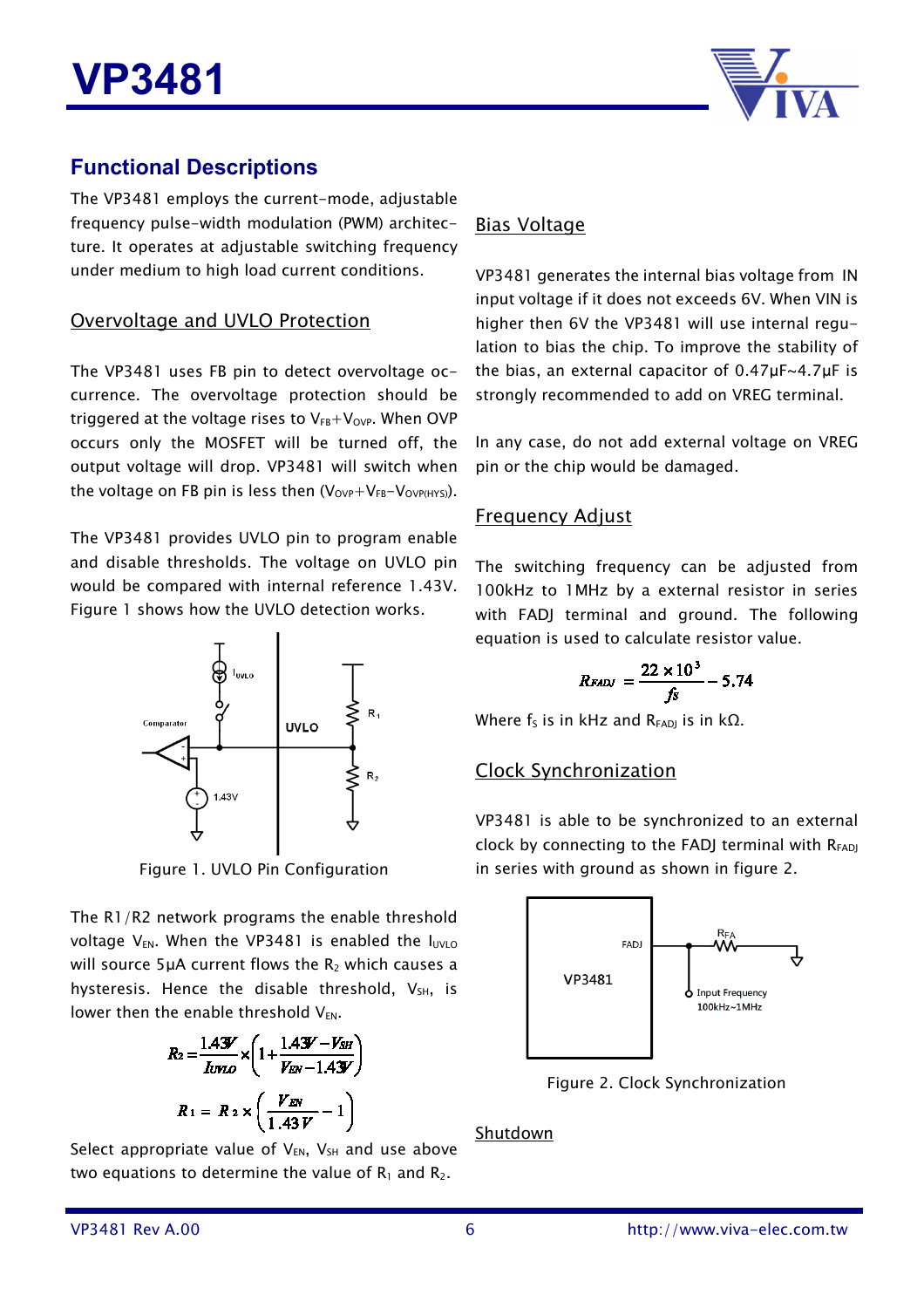## Functional Descriptions

The VP3481 employs the current-mode, adjustable frequency pulse-width modulation (PWM) architecture. It operates at adjustable switching frequency under medium to high load current conditions.

### Overvoltage and UVLO Protection

The VP3481 uses FB pin to detect overvoltage occurrence. The overvoltage protection should be triggered at the voltage rises to $V_{FB}+V_{OVP}$. When OVP occurs only the MOSFET will be turned off, the output voltage will drop. VP3481 will switch when the voltage on FB pin is less then ($V_{OVP}+V_{FB}-V_{OVP(HYS)}$).

The VP3481 provides UVLO pin to program enable and disable thresholds. The voltage on UVLO pin would be compared with internal reference 1.43V. Figure 1 shows how the UVLO detection works.

Figure 1. UVLO Pin Configuration

The R1/R2 network programs the enable threshold voltage $V_{EN}$. When the VP3481 is enabled the $I_{UVLO}$ will source 5μA current flows the $R_2$ which causes a hysteresis. Hence the disable threshold, $V_{SH}$, is lower then the enable threshold $V_{EN}$.

$$R_2 = \frac{1.43V}{I_{UVLO}} \times \left(1 + \frac{1.43V - V_{SH}}{V_{EN} - 1.43V}\right)$$

$$R_1 = R_2 \times \left(\frac{V_{EN}}{1.43V} - 1\right)$$

Select appropriate value of $V_{EN}$, $V_{SH}$ and use above two equations to determine the value of $R_1$ and $R_2$.

### Bias Voltage

VP3481 generates the internal bias voltage from IN input voltage if it does not exceeds 6V. When VIN is higher then 6V the VP3481 will use internal regulation to bias the chip. To improve the stability of the bias, an external capacitor of 0.47μF~4.7μF is strongly recommended to add on VREG terminal.

In any case, do not add external voltage on VREG pin or the chip would be damaged.

### Frequency Adjust

The switching frequency can be adjusted from 100kHz to 1MHz by a external resistor in series with FADJ terminal and ground. The following equation is used to calculate resistor value.

$$R_{FADJ} = \frac{22 \times 10^3}{f_S} - 5.74$$

Where $f_S$ is in kHz and $R_{FADJ}$ is in kΩ.

### Clock Synchronization

VP3481 is able to be synchronized to an external clock by connecting to the FADJ terminal with $R_{FADJ}$ in series with ground as shown in figure 2.

Figure 2. Clock Synchronization

### Shutdown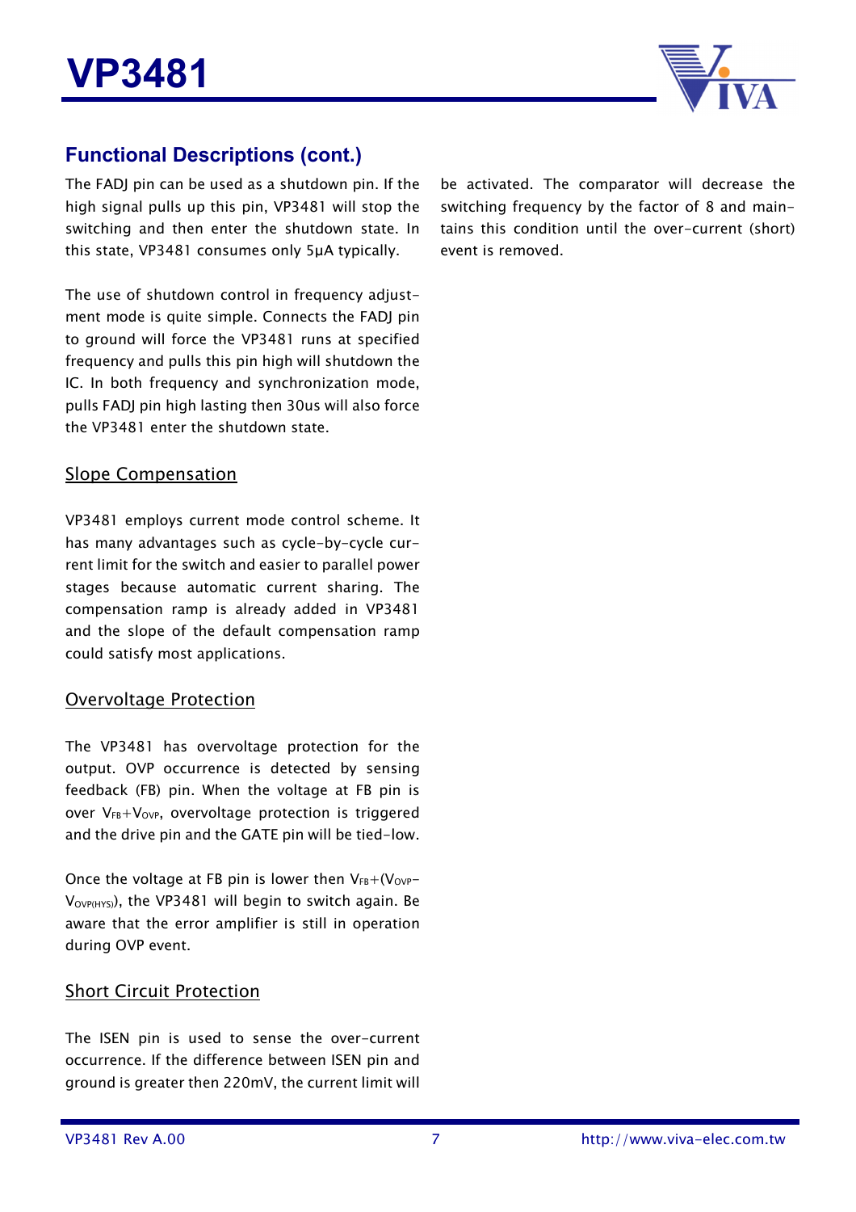## Functional Descriptions (cont.)

The FADJ pin can be used as a shutdown pin. If the high signal pulls up this pin, VP3481 will stop the switching and then enter the shutdown state. In this state, VP3481 consumes only 5μA typically.

The use of shutdown control in frequency adjustment mode is quite simple. Connects the FADJ pin to ground will force the VP3481 runs at specified frequency and pulls this pin high will shutdown the IC. In both frequency and synchronization mode, pulls FADJ pin high lasting then 30us will also force the VP3481 enter the shutdown state.

### Slope Compensation

VP3481 employs current mode control scheme. It has many advantages such as cycle-by-cycle current limit for the switch and easier to parallel power stages because automatic current sharing. The compensation ramp is already added in VP3481 and the slope of the default compensation ramp could satisfy most applications.

### Overvoltage Protection

The VP3481 has overvoltage protection for the output. OVP occurrence is detected by sensing feedback (FB) pin. When the voltage at FB pin is over $V_{FB}+V_{OVP}$, overvoltage protection is triggered and the drive pin and the GATE pin will be tied-low.

Once the voltage at FB pin is lower then $V_{FB}+(V_{OVP}-V_{OVP(HYS)})$, the VP3481 will begin to switch again. Be aware that the error amplifier is still in operation during OVP event.

### Short Circuit Protection

The ISEN pin is used to sense the over-current occurrence. If the difference between ISEN pin and ground is greater then 220mV, the current limit will be activated. The comparator will decrease the switching frequency by the factor of 8 and maintains this condition until the over-current (short) event is removed.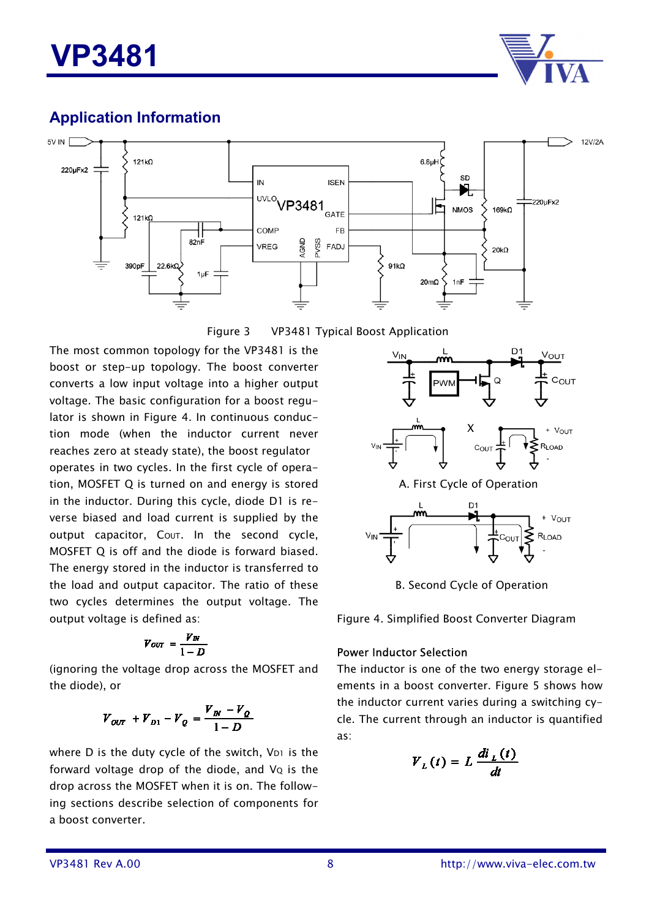## Application Information

Figure 3 VP3481 Typical Boost Application

The most common topology for the VP3481 is the boost or step-up topology. The boost converter converts a low input voltage into a higher output voltage. The basic configuration for a boost regulator is shown in Figure 4. In continuous conduction mode (when the inductor current never reaches zero at steady state), the boost regulator operates in two cycles. In the first cycle of operation, MOSFET Q is turned on and energy is stored in the inductor. During this cycle, diode D1 is reverse biased and load current is supplied by the output capacitor, COUT. In the second cycle, MOSFET Q is off and the diode is forward biased. The energy stored in the inductor is transferred to the load and output capacitor. The ratio of these two cycles determines the output voltage. The output voltage is defined as:

$$V_{OUT} = \frac{V_{IN}}{1-D}$$

(ignoring the voltage drop across the MOSFET and the diode), or

$$V_{OUT} + V_{D1} - V_Q = \frac{V_{IN} - V_Q}{1-D}$$

where D is the duty cycle of the switch, $V_{D1}$ is the forward voltage drop of the diode, and $V_Q$ is the drop across the MOSFET when it is on. The following sections describe selection of components for a boost converter.

A. First Cycle of Operation

B. Second Cycle of Operation

Figure 4. Simplified Boost Converter Diagram

### Power Inductor Selection

The inductor is one of the two energy storage elements in a boost converter. Figure 5 shows how the inductor current varies during a switching cycle. The current through an inductor is quantified as:

$$V_L(t) = L\frac{di_L(t)}{dt}$$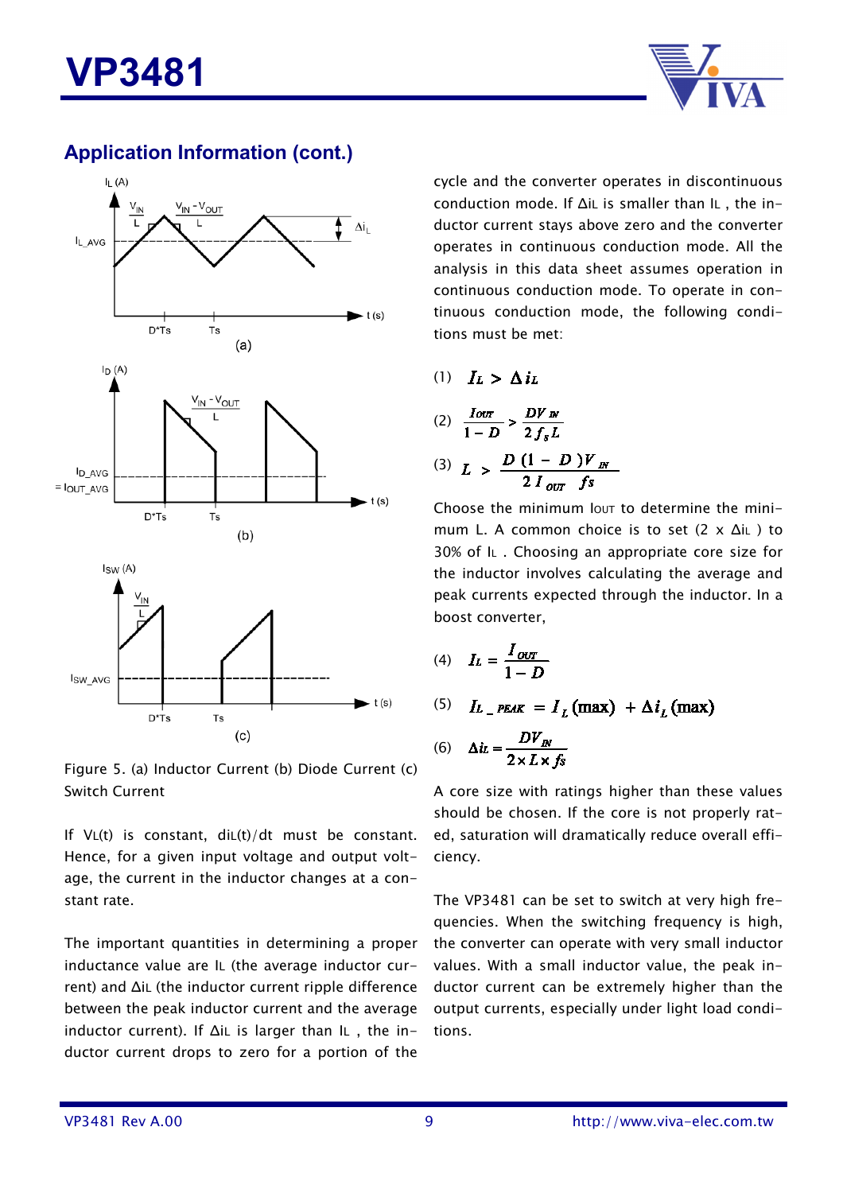## Application Information (cont.)

Figure 5. (a) Inductor Current (b) Diode Current (c) Switch Current

If $V_L(t)$ is constant, $di_L(t)/dt$ must be constant. Hence, for a given input voltage and output voltage, the current in the inductor changes at a constant rate.

The important quantities in determining a proper inductance value are $I_L$ (the average inductor current) and $\Delta i_L$ (the inductor current ripple difference between the peak inductor current and the average inductor current). If $\Delta i_L$ is larger than $I_L$ , the inductor current drops to zero for a portion of the cycle and the converter operates in discontinuous conduction mode. If $\Delta i_L$ is smaller than $I_L$ , the inductor current stays above zero and the converter operates in continuous conduction mode. All the analysis in this data sheet assumes operation in continuous conduction mode. To operate in continuous conduction mode, the following conditions must be met:

(1) $I_L > \Delta i_L$

(2) $\dfrac{I_{OUT}}{1-D} > \dfrac{DV_{IN}}{2 f_s L}$

(3) $L > \dfrac{D(1-D)V_{IN}}{2 I_{OUT} \; fs}$

Choose the minimum $I_{OUT}$ to determine the minimum L. A common choice is to set (2 x $\Delta i_L$ ) to 30% of $I_L$ . Choosing an appropriate core size for the inductor involves calculating the average and peak currents expected through the inductor. In a boost converter,

(4) $I_L = \dfrac{I_{OUT}}{1-D}$

(5) $I_{L\_PEAK} = I_L(\max) + \Delta i_L(\max)$

(6) $\Delta i_L = \dfrac{DV_{IN}}{2 \times L \times fs}$

A core size with ratings higher than these values should be chosen. If the core is not properly rated, saturation will dramatically reduce overall efficiency.

The VP3481 can be set to switch at very high frequencies. When the switching frequency is high, the converter can operate with very small inductor values. With a small inductor value, the peak inductor current can be extremely higher than the output currents, especially under light load conditions.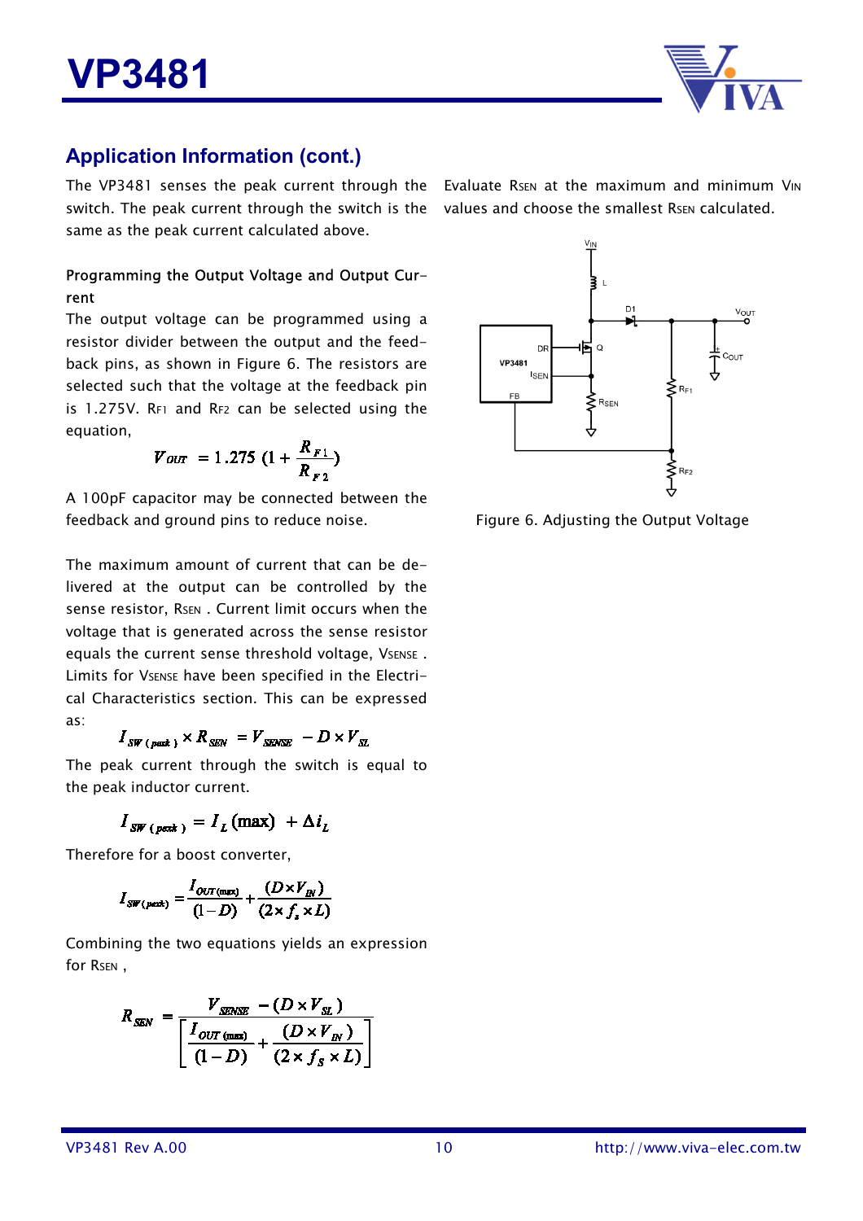## Application Information (cont.)

The VP3481 senses the peak current through the switch. The peak current through the switch is the same as the peak current calculated above.

### Programming the Output Voltage and Output Current

The output voltage can be programmed using a resistor divider between the output and the feedback pins, as shown in Figure 6. The resistors are selected such that the voltage at the feedback pin is 1.275V. $R_{F1}$ and $R_{F2}$ can be selected using the equation,

$$V_{OUT} = 1.275\left(1 + \frac{R_{F1}}{R_{F2}}\right)$$

A 100pF capacitor may be connected between the feedback and ground pins to reduce noise.

The maximum amount of current that can be delivered at the output can be controlled by the sense resistor, $R_{SEN}$ . Current limit occurs when the voltage that is generated across the sense resistor equals the current sense threshold voltage, $V_{SENSE}$ . Limits for $V_{SENSE}$ have been specified in the Electrical Characteristics section. This can be expressed as:

$$I_{SW(peak)} \times R_{SEN} = V_{SENSE} - D \times V_{SL}$$

The peak current through the switch is equal to the peak inductor current.

$$I_{SW(peak)} = I_L(\max) + \Delta i_L$$

Therefore for a boost converter,

$$I_{SW(peak)} = \frac{I_{OUT(max)}}{(1-D)} + \frac{(D \times V_{IN})}{(2 \times f_s \times L)}$$

Combining the two equations yields an expression for $R_{SEN}$ ,

$$R_{SEN} = \frac{V_{SENSE} - (D \times V_{SL})}{\left[\frac{I_{OUT(max)}}{(1-D)} + \frac{(D \times V_{IN})}{(2 \times f_S \times L)}\right]}$$

Evaluate $R_{SEN}$ at the maximum and minimum $V_{IN}$ values and choose the smallest $R_{SEN}$ calculated.

Figure 6. Adjusting the Output Voltage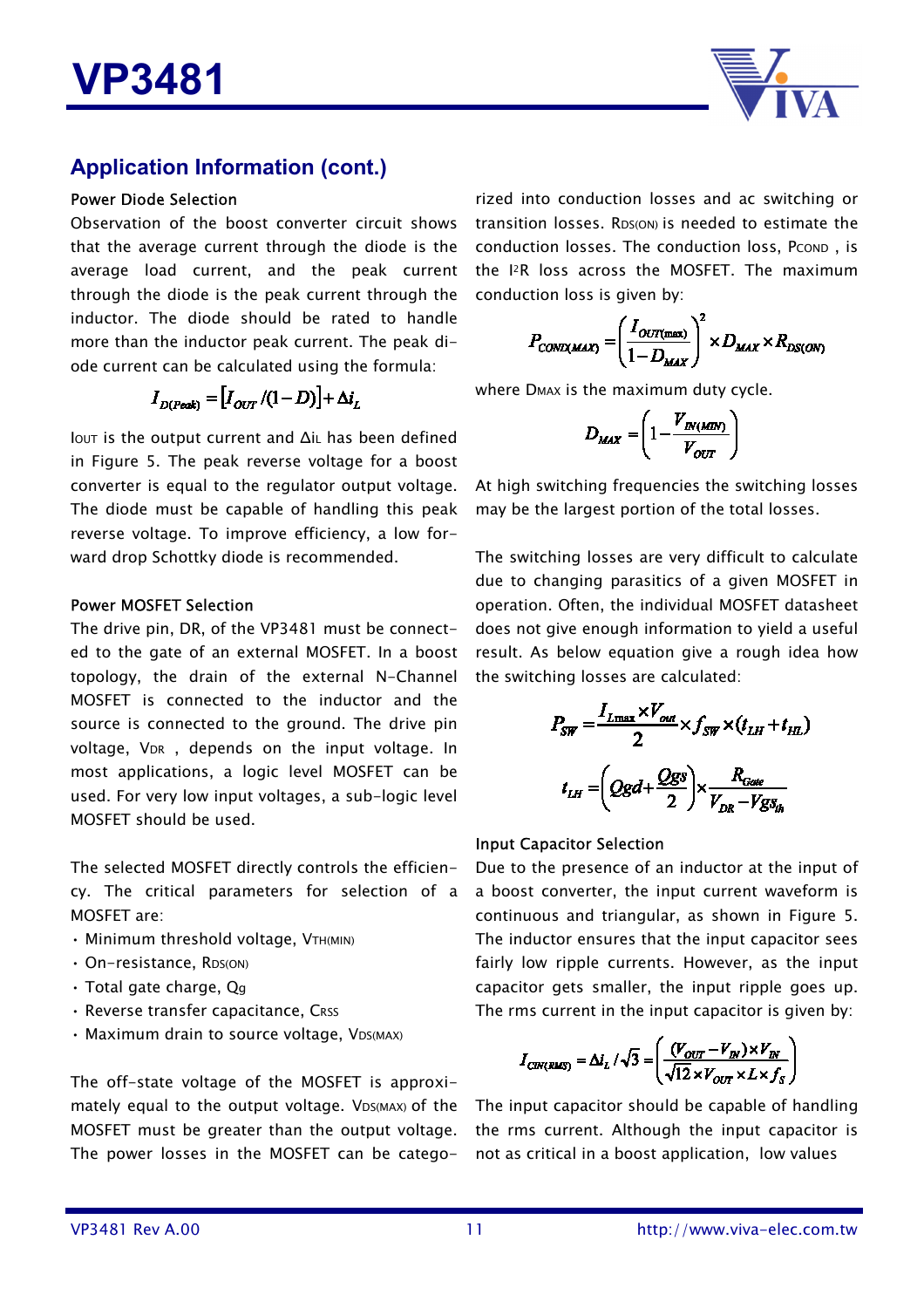## Application Information (cont.)

### Power Diode Selection

Observation of the boost converter circuit shows that the average current through the diode is the average load current, and the peak current through the diode is the peak current through the inductor. The diode should be rated to handle more than the inductor peak current. The peak diode current can be calculated using the formula:

$$I_{D(Peak)} = [I_{OUT}/(1-D)] + \Delta i_L$$

$I_{OUT}$ is the output current and $\Delta i_L$ has been defined in Figure 5. The peak reverse voltage for a boost converter is equal to the regulator output voltage. The diode must be capable of handling this peak reverse voltage. To improve efficiency, a low forward drop Schottky diode is recommended.

### Power MOSFET Selection

The drive pin, DR, of the VP3481 must be connected to the gate of an external MOSFET. In a boost topology, the drain of the external N-Channel MOSFET is connected to the inductor and the source is connected to the ground. The drive pin voltage, $V_{DR}$, depends on the input voltage. In most applications, a logic level MOSFET can be used. For very low input voltages, a sub-logic level MOSFET should be used.

The selected MOSFET directly controls the efficiency. The critical parameters for selection of a MOSFET are:

- Minimum threshold voltage, $V_{TH(MIN)}$
- On-resistance, $R_{DS(ON)}$
- Total gate charge, $Q_g$
- Reverse transfer capacitance, $C_{RSS}$
- Maximum drain to source voltage, $V_{DS(MAX)}$

The off-state voltage of the MOSFET is approximately equal to the output voltage. $V_{DS(MAX)}$ of the MOSFET must be greater than the output voltage. The power losses in the MOSFET can be categorized into conduction losses and ac switching or transition losses. $R_{DS(ON)}$ is needed to estimate the conduction losses. The conduction loss, $P_{COND}$, is the $I^2R$ loss across the MOSFET. The maximum conduction loss is given by:

$$P_{COND(MAX)} = \left(\frac{I_{OUT(max)}}{1-D_{MAX}}\right)^2 \times D_{MAX} \times R_{DS(ON)}$$

where $D_{MAX}$ is the maximum duty cycle.

$$D_{MAX} = \left(1 - \frac{V_{IN(MIN)}}{V_{OUT}}\right)$$

At high switching frequencies the switching losses may be the largest portion of the total losses.

The switching losses are very difficult to calculate due to changing parasitics of a given MOSFET in operation. Often, the individual MOSFET datasheet does not give enough information to yield a useful result. As below equation give a rough idea how the switching losses are calculated:

$$P_{SW} = \frac{I_{L\max} \times V_{out}}{2} \times f_{SW} \times (t_{LH} + t_{HL})$$

$$t_{LH} = \left(Qgd + \frac{Qgs}{2}\right) \times \frac{R_{Gate}}{V_{DR} - Vgs_{th}}$$

### Input Capacitor Selection

Due to the presence of an inductor at the input of a boost converter, the input current waveform is continuous and triangular, as shown in Figure 5. The inductor ensures that the input capacitor sees fairly low ripple currents. However, as the input capacitor gets smaller, the input ripple goes up. The rms current in the input capacitor is given by:

$$I_{CIN(RMS)} = \Delta i_L / \sqrt{3} = \left(\frac{(V_{OUT} - V_{IN}) \times V_{IN}}{\sqrt{12} \times V_{OUT} \times L \times f_S}\right)$$

The input capacitor should be capable of handling the rms current. Although the input capacitor is not as critical in a boost application, low values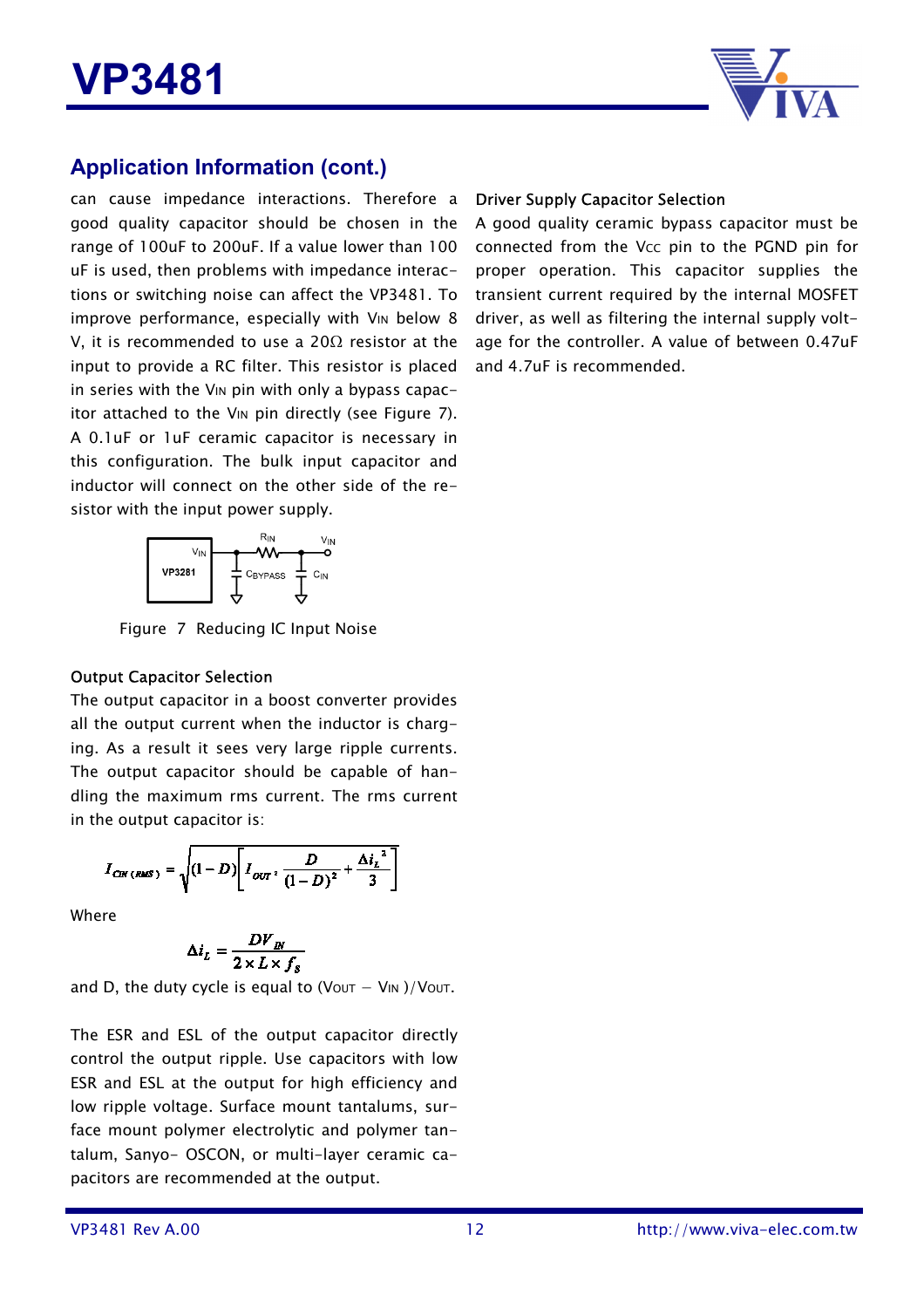## Application Information (cont.)

can cause impedance interactions. Therefore a good quality capacitor should be chosen in the range of 100uF to 200uF. If a value lower than 100 uF is used, then problems with impedance interactions or switching noise can affect the VP3481. To improve performance, especially with $V_{IN}$ below 8 V, it is recommended to use a 20Ω resistor at the input to provide a RC filter. This resistor is placed in series with the $V_{IN}$ pin with only a bypass capacitor attached to the $V_{IN}$ pin directly (see Figure 7). A 0.1uF or 1uF ceramic capacitor is necessary in this configuration. The bulk input capacitor and inductor will connect on the other side of the resistor with the input power supply.

Figure 7 Reducing IC Input Noise

### Output Capacitor Selection

The output capacitor in a boost converter provides all the output current when the inductor is charging. As a result it sees very large ripple currents. The output capacitor should be capable of handling the maximum rms current. The rms current in the output capacitor is:

$$I_{CIN\,(RMS)} = \sqrt{(1-D)\left[I_{OUT}{}^{2}\frac{D}{(1-D)^{2}} + \frac{\Delta i_L{}^{2}}{3}\right]}$$

Where

$$\Delta i_L = \frac{DV_{IN}}{2 \times L \times f_S}$$

and D, the duty cycle is equal to ($V_{OUT}$ − $V_{IN}$ )/$V_{OUT}$.

The ESR and ESL of the output capacitor directly control the output ripple. Use capacitors with low ESR and ESL at the output for high efficiency and low ripple voltage. Surface mount tantalums, surface mount polymer electrolytic and polymer tantalum, Sanyo- OSCON, or multi-layer ceramic capacitors are recommended at the output.

### Driver Supply Capacitor Selection

A good quality ceramic bypass capacitor must be connected from the $V_{CC}$ pin to the PGND pin for proper operation. This capacitor supplies the transient current required by the internal MOSFET driver, as well as filtering the internal supply voltage for the controller. A value of between 0.47uF and 4.7uF is recommended.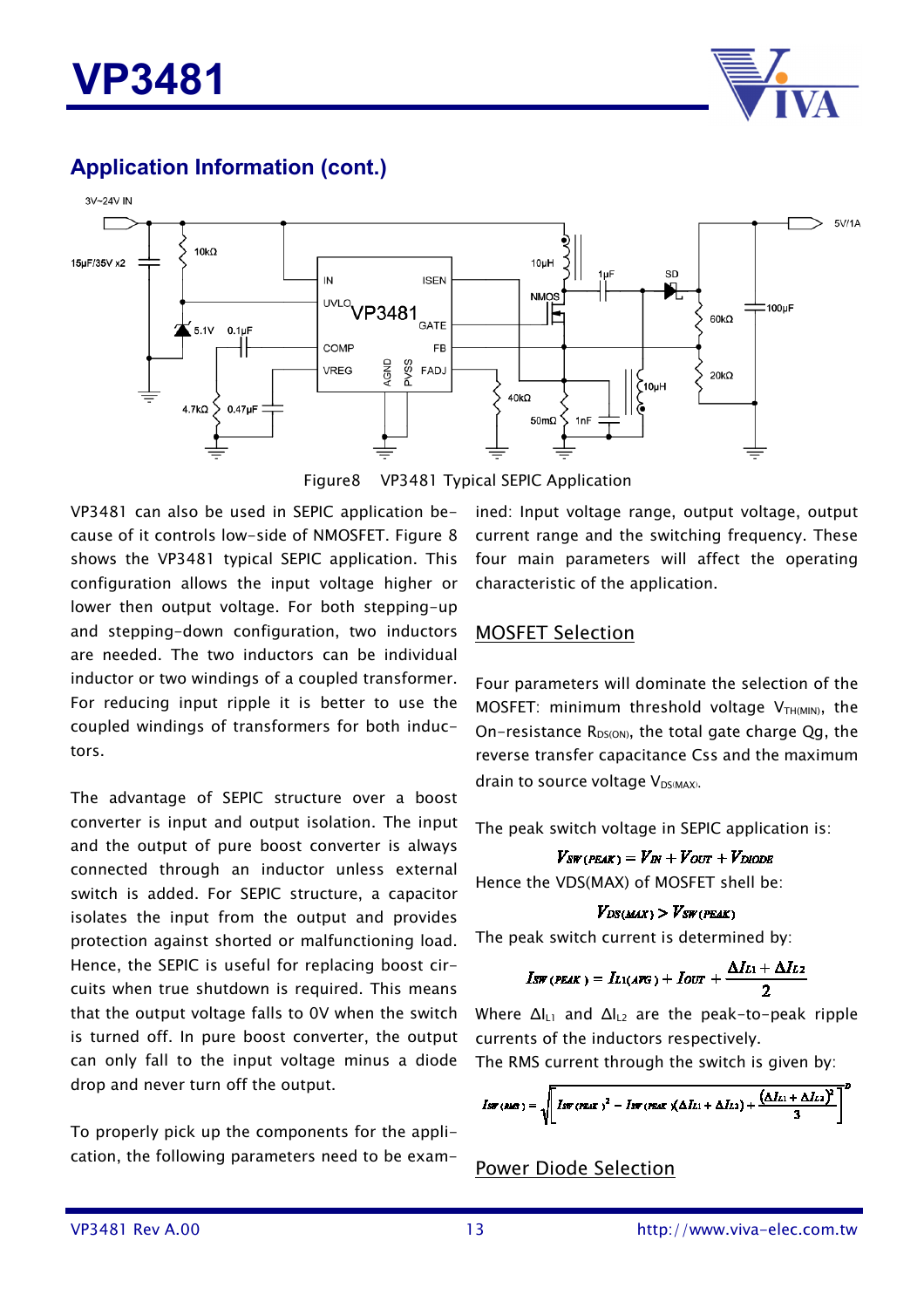## Application Information (cont.)

Figure8 VP3481 Typical SEPIC Application

VP3481 can also be used in SEPIC application because of it controls low-side of NMOSFET. Figure 8 shows the VP3481 typical SEPIC application. This configuration allows the input voltage higher or lower then output voltage. For both stepping-up and stepping-down configuration, two inductors are needed. The two inductors can be individual inductor or two windings of a coupled transformer. For reducing input ripple it is better to use the coupled windings of transformers for both inductors.

The advantage of SEPIC structure over a boost converter is input and output isolation. The input and the output of pure boost converter is always connected through an inductor unless external switch is added. For SEPIC structure, a capacitor isolates the input from the output and provides protection against shorted or malfunctioning load. Hence, the SEPIC is useful for replacing boost circuits when true shutdown is required. This means that the output voltage falls to 0V when the switch is turned off. In pure boost converter, the output can only fall to the input voltage minus a diode drop and never turn off the output.

To properly pick up the components for the application, the following parameters need to be examined: Input voltage range, output voltage, output current range and the switching frequency. These four main parameters will affect the operating characteristic of the application.

### MOSFET Selection

Four parameters will dominate the selection of the MOSFET: minimum threshold voltage $V_{TH(MIN)}$, the On-resistance $R_{DS(ON)}$, the total gate charge Qg, the reverse transfer capacitance Css and the maximum drain to source voltage $V_{DS(MAX)}$.

The peak switch voltage in SEPIC application is:

$$V_{SW(PEAK)} = V_{IN} + V_{OUT} + V_{DIODE}$$

Hence the VDS(MAX) of MOSFET shell be:

$$V_{DS(MAX)} > V_{SW(PEAK)}$$

The peak switch current is determined by:

$$I_{SW(PEAK)} = I_{L1(AVG)} + I_{OUT} + \frac{\Delta I_{L1} + \Delta I_{L2}}{2}$$

Where $\Delta I_{L1}$ and $\Delta I_{L2}$ are the peak-to-peak ripple currents of the inductors respectively.

The RMS current through the switch is given by:

$$I_{SW(RMS)} = \sqrt{\left[ I_{SW(PEAK)}^2 - I_{SW(PEAK)}(\Delta I_{L1} + \Delta I_{L2}) + \frac{(\Delta I_{L1} + \Delta I_{L2})^2}{3} \right]^D}$$

### Power Diode Selection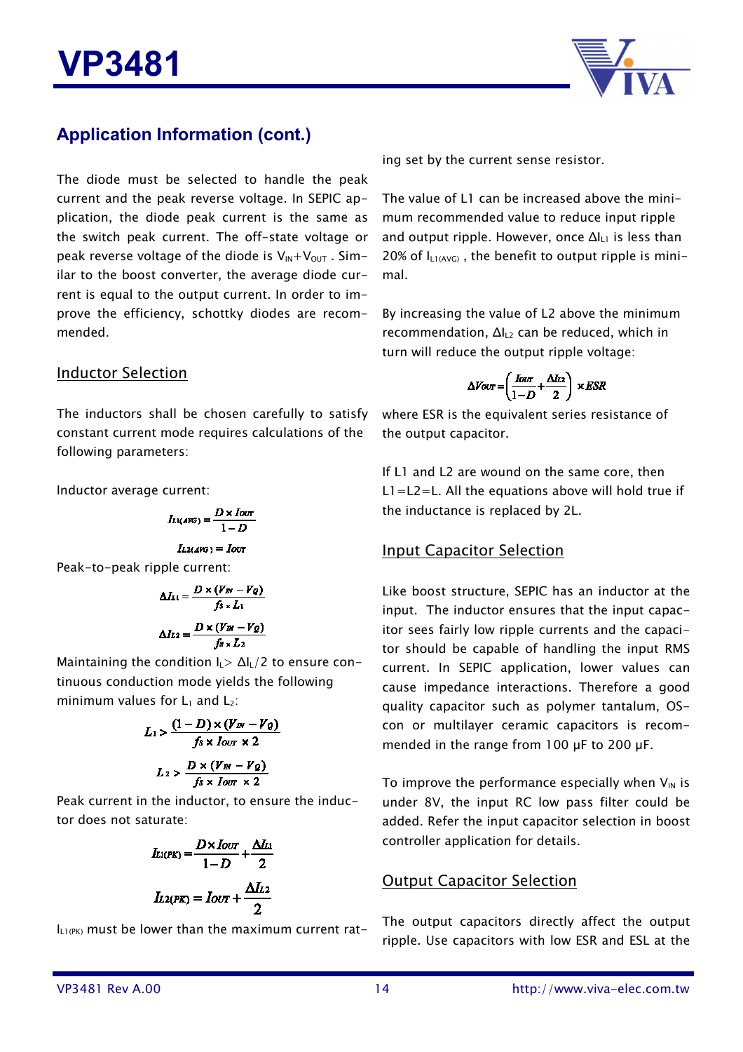## Application Information (cont.)

The diode must be selected to handle the peak current and the peak reverse voltage. In SEPIC application, the diode peak current is the same as the switch peak current. The off-state voltage or peak reverse voltage of the diode is $V_{IN}+V_{OUT}$ . Similar to the boost converter, the average diode current is equal to the output current. In order to improve the efficiency, schottky diodes are recommended.

### Inductor Selection

The inductors shall be chosen carefully to satisfy constant current mode requires calculations of the following parameters:

Inductor average current:

$$I_{L1(AVG)} = \frac{D \times I_{OUT}}{1-D}$$

$$I_{L2(AVG)} = I_{OUT}$$

Peak-to-peak ripple current:

$$\Delta I_{L1} = \frac{D \times (V_{IN} - V_Q)}{f_S \times L_1}$$

$$\Delta I_{L2} = \frac{D \times (V_{IN} - V_Q)}{f_S \times L_2}$$

Maintaining the condition $I_L > \Delta I_L/2$ to ensure continuous conduction mode yields the following minimum values for $L_1$ and $L_2$:

$$L_1 > \frac{(1-D) \times (V_{IN} - V_Q)}{f_S \times I_{OUT} \times 2}$$

$$L_2 > \frac{D \times (V_{IN} - V_Q)}{f_S \times I_{OUT} \times 2}$$

Peak current in the inductor, to ensure the inductor does not saturate:

$$I_{L1(PK)} = \frac{D \times I_{OUT}}{1-D} + \frac{\Delta I_{L1}}{2}$$

$$I_{L2(PK)} = I_{OUT} + \frac{\Delta I_{L2}}{2}$$

$I_{L1(PK)}$ must be lower than the maximum current rating set by the current sense resistor.

The value of L1 can be increased above the minimum recommended value to reduce input ripple and output ripple. However, once $\Delta I_{L1}$ is less than 20% of $I_{L1(AVG)}$ , the benefit to output ripple is minimal.

By increasing the value of L2 above the minimum recommendation, $\Delta I_{L2}$ can be reduced, which in turn will reduce the output ripple voltage:

$$\Delta V_{OUT} = \left(\frac{I_{OUT}}{1-D} + \frac{\Delta I_{L2}}{2}\right) \times ESR$$

where ESR is the equivalent series resistance of the output capacitor.

If L1 and L2 are wound on the same core, then L1=L2=L. All the equations above will hold true if the inductance is replaced by 2L.

### Input Capacitor Selection

Like boost structure, SEPIC has an inductor at the input. The inductor ensures that the input capacitor sees fairly low ripple currents and the capacitor should be capable of handling the input RMS current. In SEPIC application, lower values can cause impedance interactions. Therefore a good quality capacitor such as polymer tantalum, OS-con or multilayer ceramic capacitors is recommended in the range from 100 μF to 200 μF.

To improve the performance especially when $V_{IN}$ is under 8V, the input RC low pass filter could be added. Refer the input capacitor selection in boost controller application for details.

### Output Capacitor Selection

The output capacitors directly affect the output ripple. Use capacitors with low ESR and ESL at the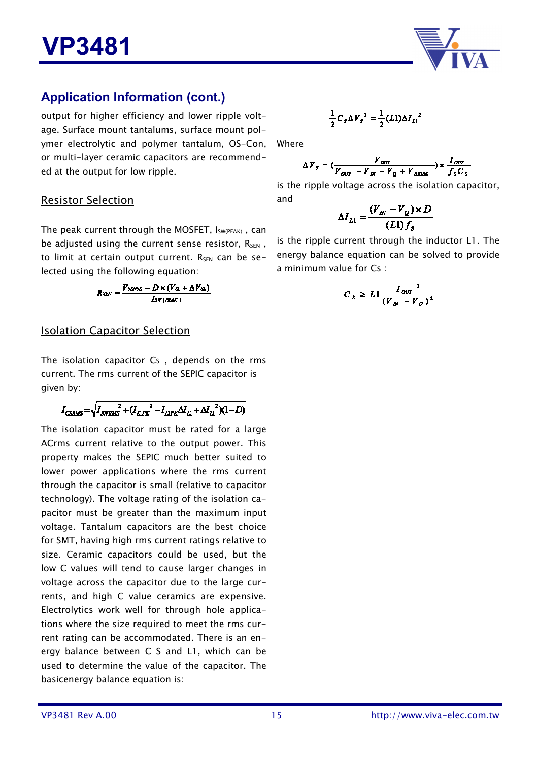## Application Information (cont.)

output for higher efficiency and lower ripple voltage. Surface mount tantalums, surface mount polymer electrolytic and polymer tantalum, OS-Con, or multi-layer ceramic capacitors are recommended at the output for low ripple.

### Resistor Selection

The peak current through the MOSFET, $I_{SW(PEAK)}$ , can be adjusted using the current sense resistor, $R_{SEN}$ , to limit at certain output current. $R_{SEN}$ can be selected using the following equation:

$$R_{SEN} = \frac{V_{SENSE} - D \times (V_{SL} + \Delta V_{SL})}{I_{SW(PEAK)}}$$

### Isolation Capacitor Selection

The isolation capacitor Cs , depends on the rms current. The rms current of the SEPIC capacitor is given by:

$$I_{CSRMS} = \sqrt{I_{SWRMS}^2 + (I_{L1PK}^2 - I_{L1PK}\Delta I_{L1} + \Delta I_{L1}^2)(1-D)}$$

The isolation capacitor must be rated for a large ACrms current relative to the output power. This property makes the SEPIC much better suited to lower power applications where the rms current through the capacitor is small (relative to capacitor technology). The voltage rating of the isolation capacitor must be greater than the maximum input voltage. Tantalum capacitors are the best choice for SMT, having high rms current ratings relative to size. Ceramic capacitors could be used, but the low C values will tend to cause larger changes in voltage across the capacitor due to the large currents, and high C value ceramics are expensive. Electrolytics work well for through hole applications where the size required to meet the rms current rating can be accommodated. There is an energy balance between C S and L1, which can be used to determine the value of the capacitor. The basicenergy balance equation is:

$$\frac{1}{2}C_S \Delta V_S^2 = \frac{1}{2}(L1)\Delta I_{L1}^2$$

Where

$$\Delta V_S = \left(\frac{V_{OUT}}{V_{OUT} + V_{IN} - V_Q + V_{DIODE}}\right) \times \frac{I_{OUT}}{f_S C_S}$$

is the ripple voltage across the isolation capacitor, and

$$\Delta I_{L1} = \frac{(V_{IN} - V_Q) \times D}{(L1) f_S}$$

is the ripple current through the inductor L1. The energy balance equation can be solved to provide a minimum value for Cs :

$$C_S \geq L1 \frac{I_{OUT}^2}{(V_{IN} - V_Q)^2}$$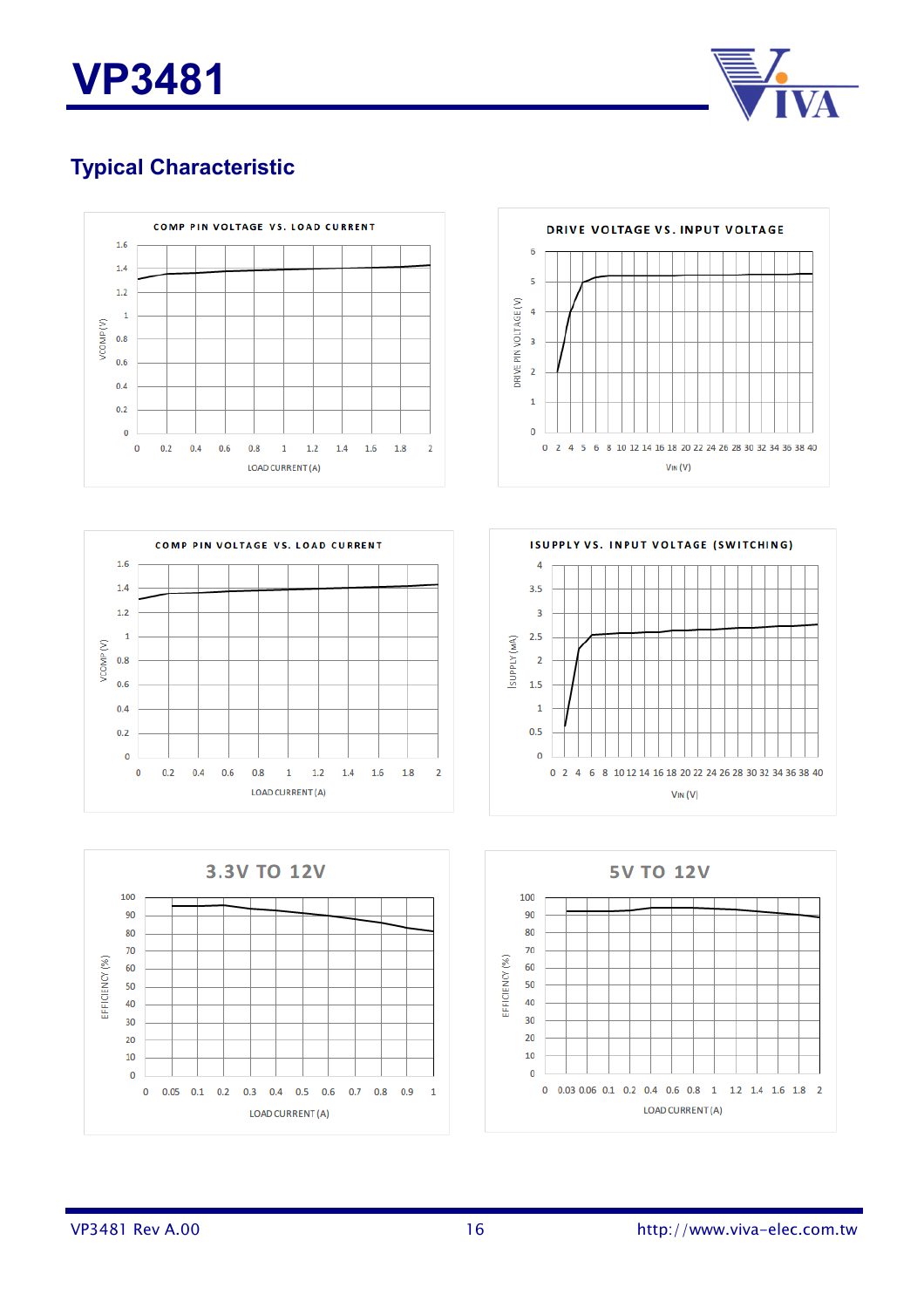## Typical Characteristic

COMP PIN VOLTAGE VS. LOAD CURRENT

VCOMP (V)

LOAD CURRENT (A)

DRIVE VOLTAGE VS. INPUT VOLTAGE

DRIVE PIN VOLTAGE (V)

VIN (V)

COMP PIN VOLTAGE VS. LOAD CURRENT

VCOMP (V)

LOAD CURRENT (A)

ISUPPLY VS. INPUT VOLTAGE (SWITCHING)

ISUPPLY (mA)

VIN (V)

3.3V TO 12V

EFFICIENCY (%)

LOAD CURRENT (A)

5V TO 12V

EFFICIENCY (%)

LOAD CURRENT (A)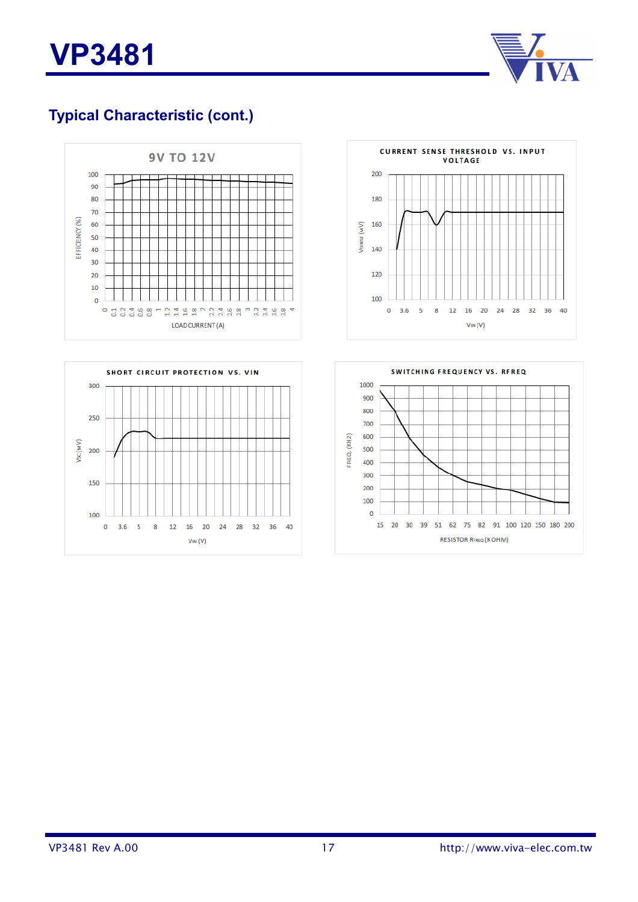# VP3481

## Typical Characteristic (cont.)

9V TO 12V

EFFICIENCY (%)

LOAD CURRENT (A)

CURRENT SENSE THRESHOLD VS. INPUT VOLTAGE

$V_{SENSE}$ (mV)

$V_{IN}$ (V)

SHORT CIRCUIT PROTECTION VS. VIN

$V_{SC}$ (mV)

$V_{IN}$ (V)

SWITCHING FREQUENCY VS. RFREQ

FREQ. (KHZ)

RESISTOR $R_{FREQ}$ (KOHM)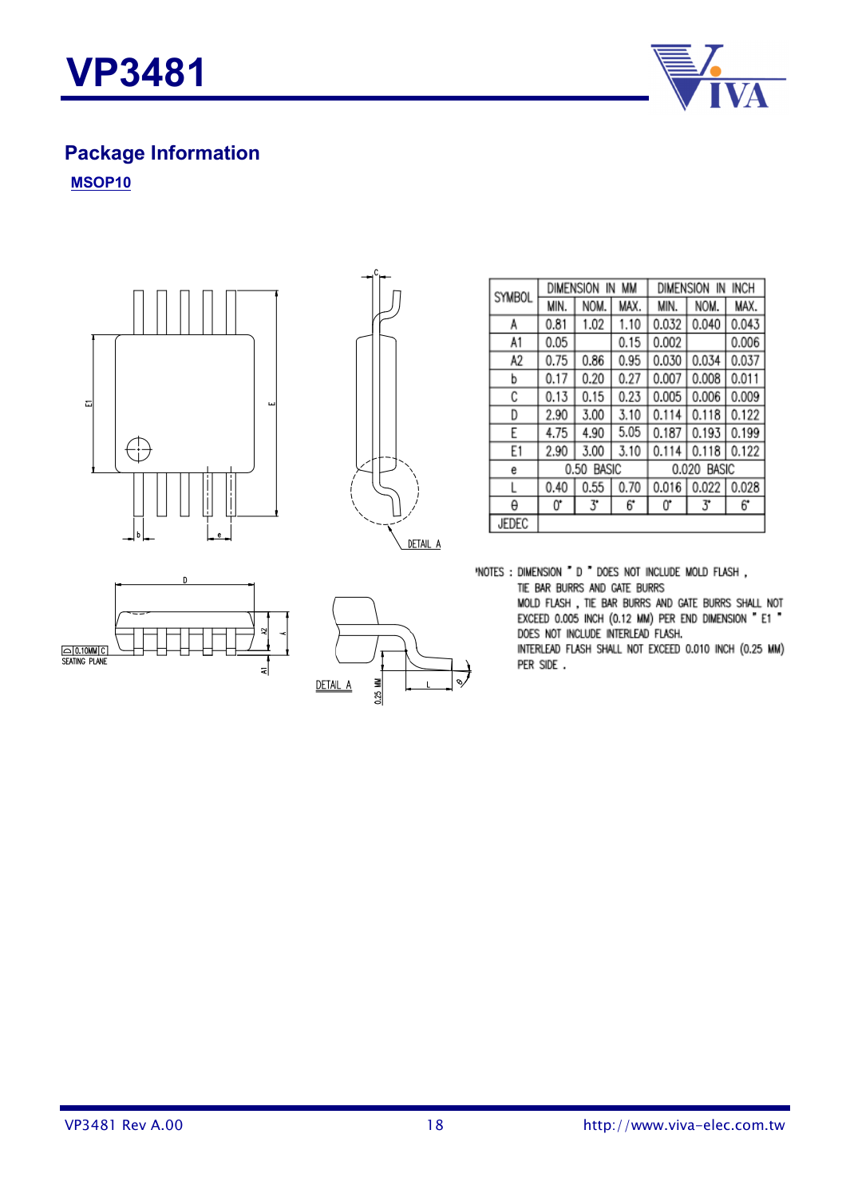## Package Information

**MSOP10**

| SYMBOL | DIMENSION IN MM | | | DIMENSION IN INCH | | |
|---|---|---|---|---|---|---|
| | MIN. | NOM. | MAX. | MIN. | NOM. | MAX. |
| A | 0.81 | 1.02 | 1.10 | 0.032 | 0.040 | 0.043 |
| A1 | 0.05 | | 0.15 | 0.002 | | 0.006 |
| A2 | 0.75 | 0.86 | 0.95 | 0.030 | 0.034 | 0.037 |
| b | 0.17 | 0.20 | 0.27 | 0.007 | 0.008 | 0.011 |
| C | 0.13 | 0.15 | 0.23 | 0.005 | 0.006 | 0.009 |
| D | 2.90 | 3.00 | 3.10 | 0.114 | 0.118 | 0.122 |
| E | 4.75 | 4.90 | 5.05 | 0.187 | 0.193 | 0.199 |
| E1 | 2.90 | 3.00 | 3.10 | 0.114 | 0.118 | 0.122 |
| e | 0.50 BASIC | | | 0.020 BASIC | | |
| L | 0.40 | 0.55 | 0.70 | 0.016 | 0.022 | 0.028 |
| θ | 0° | 3° | 6° | 0° | 3° | 6° |
| JEDEC | | | | | | |

NOTES : DIMENSION " D " DOES NOT INCLUDE MOLD FLASH , TIE BAR BURRS AND GATE BURRS MOLD FLASH , TIE BAR BURRS AND GATE BURRS SHALL NOT EXCEED 0.005 INCH (0.12 MM) PER END DIMENSION " E1 " DOES NOT INCLUDE INTERLEAD FLASH. INTERLEAD FLASH SHALL NOT EXCEED 0.010 INCH (0.25 MM) PER SIDE .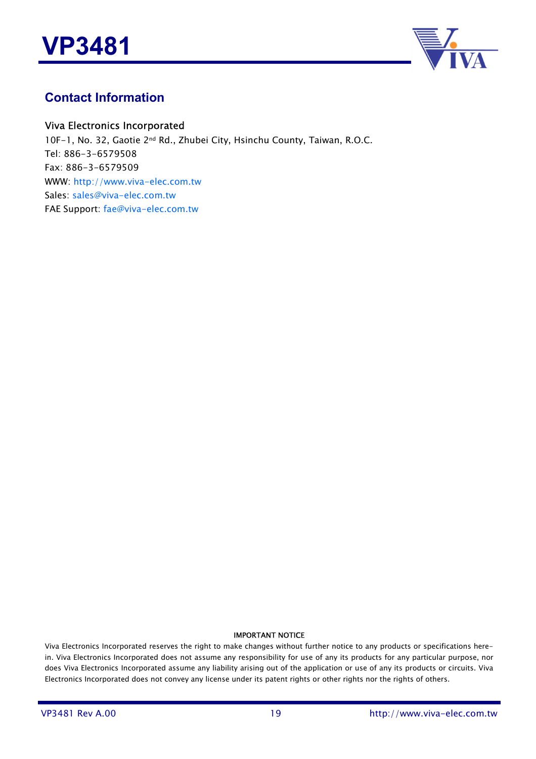## Contact Information

Viva Electronics Incorporated

10F-1, No. 32, Gaotie 2nd Rd., Zhubei City, Hsinchu County, Taiwan, R.O.C.

Tel: 886-3-6579508

Fax: 886-3-6579509

WWW: http://www.viva-elec.com.tw

Sales: sales@viva-elec.com.tw

FAE Support: fae@viva-elec.com.tw

IMPORTANT NOTICE

Viva Electronics Incorporated reserves the right to make changes without further notice to any products or specifications herein. Viva Electronics Incorporated does not assume any responsibility for use of any its products for any particular purpose, nor does Viva Electronics Incorporated assume any liability arising out of the application or use of any its products or circuits. Viva Electronics Incorporated does not convey any license under its patent rights or other rights nor the rights of others.